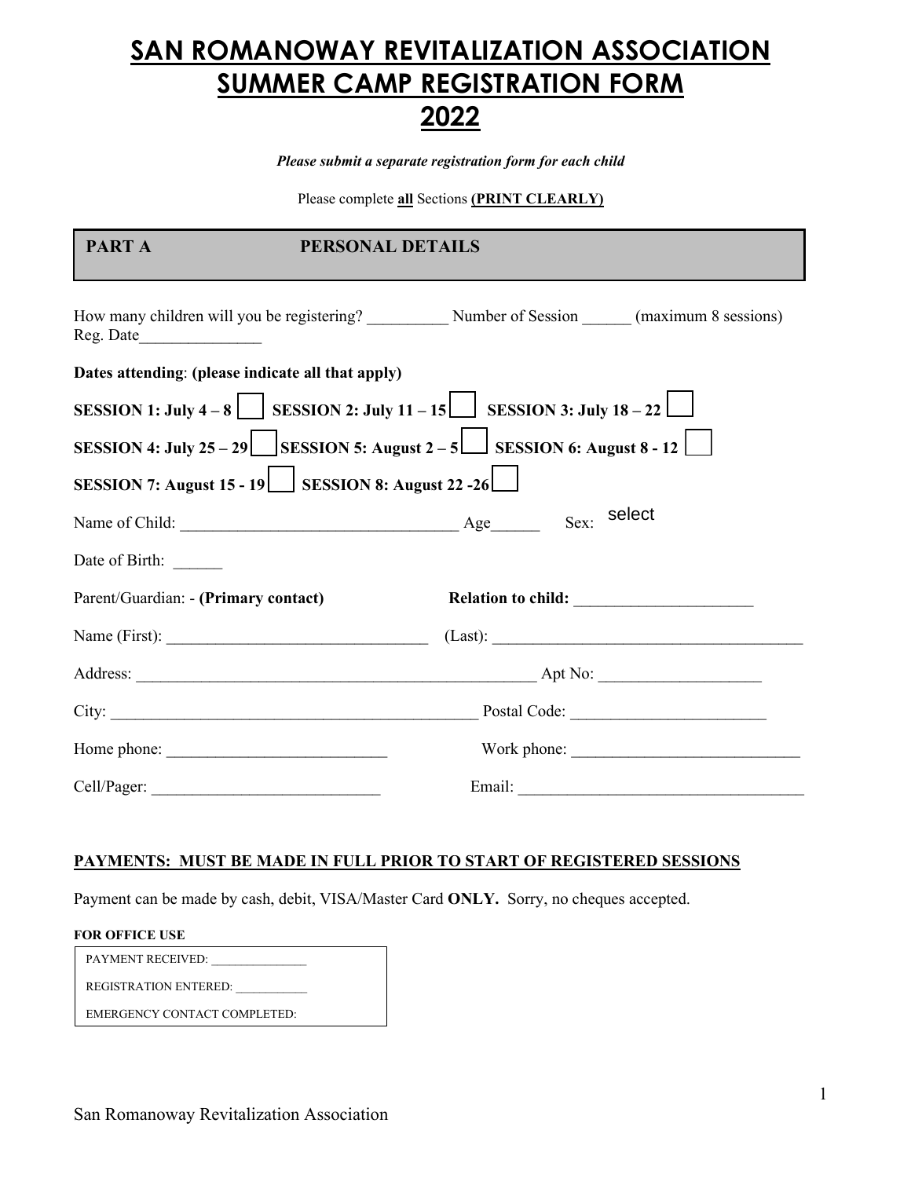# SAN ROMANOWAY REVITALIZATION ASSOCIATION
# SUMMER CAMP REGISTRATION FORM
# 2022

***Please submit a separate registration form for each child***

Please complete **all** Sections **(PRINT CLEARLY)**

## PART A PERSONAL DETAILS

How many children will you be registering? __________ Number of Session ______ (maximum 8 sessions) Reg. Date_______________

**Dates attending**: **(please indicate all that apply)**

**SESSION 1: July 4 – 8** ☐ **SESSION 2: July 11 – 15** ☐ **SESSION 3: July 18 – 22** ☐

**SESSION 4: July 25 – 29** ☐ **SESSION 5: August 2 – 5** ☐ **SESSION 6: August 8 - 12** ☐

**SESSION 7: August 15 - 19** ☐ **SESSION 8: August 22 -26** ☐

Name of Child: __________________________________ Age______ Sex: select

Date of Birth: ______

Parent/Guardian: - **(Primary contact)** **Relation to child:** ______________________

Name (First): ________________________________ (Last): ______________________________________

Address: ___________________________________________________ Apt No: ____________________

City: _______________________________________________ Postal Code: ________________________

Home phone: ___________________________ Work phone: ____________________________

Cell/Pager: ____________________________ Email: ___________________________________

**PAYMENTS: MUST BE MADE IN FULL PRIOR TO START OF REGISTERED SESSIONS**

Payment can be made by cash, debit, VISA/Master Card **ONLY.** Sorry, no cheques accepted.

**FOR OFFICE USE**

PAYMENT RECEIVED: _______________

REGISTRATION ENTERED: ___________

EMERGENCY CONTACT COMPLETED:

San Romanoway Revitalization Association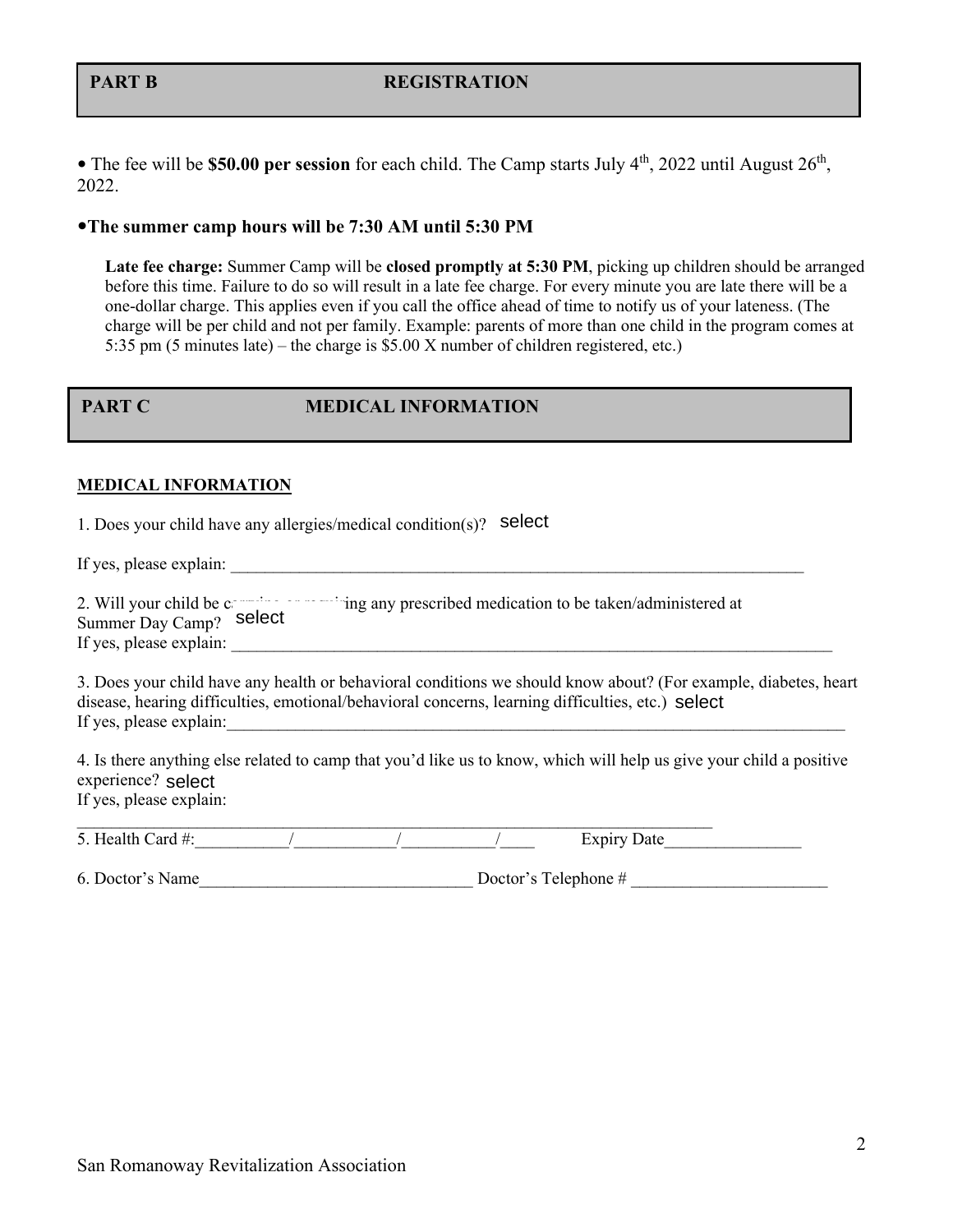## PART B REGISTRATION

- The fee will be **$50.00 per session** for each child. The Camp starts July 4th, 2022 until August 26th, 2022.

- **The summer camp hours will be 7:30 AM until 5:30 PM**

  **Late fee charge:** Summer Camp will be **closed promptly at 5:30 PM**, picking up children should be arranged before this time. Failure to do so will result in a late fee charge. For every minute you are late there will be a one-dollar charge. This applies even if you call the office ahead of time to notify us of your lateness. (The charge will be per child and not per family. Example: parents of more than one child in the program comes at 5:35 pm (5 minutes late) – the charge is $5.00 X number of children registered, etc.)

## PART C MEDICAL INFORMATION

**MEDICAL INFORMATION**

1. Does your child have any allergies/medical condition(s)? select

If yes, please explain: ______________________________________________________________________

2. Will your child be carrying or requiring any prescribed medication to be taken/administered at Summer Day Camp? select
If yes, please explain: ______________________________________________________________________

3. Does your child have any health or behavioral conditions we should know about? (For example, diabetes, heart disease, hearing difficulties, emotional/behavioral concerns, learning difficulties, etc.) select
If yes, please explain: ______________________________________________________________________

4. Is there anything else related to camp that you'd like us to know, which will help us give your child a positive experience? select
If yes, please explain:
______________________________________________________________________

5. Health Card #:___________/____________/___________/____ Expiry Date________________

6. Doctor's Name________________________________ Doctor's Telephone # _______________________

San Romanoway Revitalization Association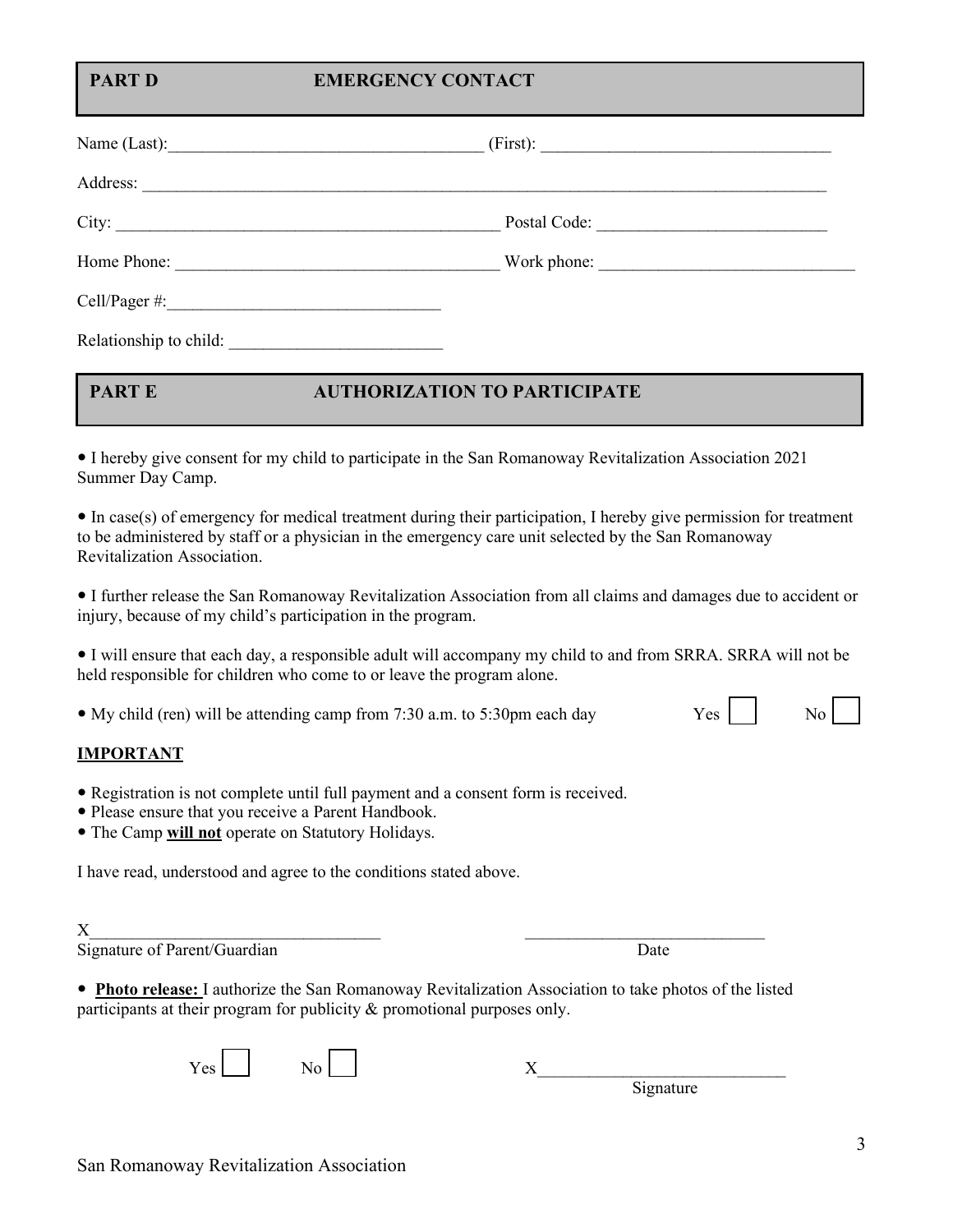## PART D EMERGENCY CONTACT

Name (Last):_____________________________________ (First): __________________________________

Address: ___________________________________________________________________________________

City: _____________________________________________ Postal Code: ___________________________

Home Phone: ______________________________________ Work phone: ______________________________

Cell/Pager #:________________________________

Relationship to child: _________________________

## PART E AUTHORIZATION TO PARTICIPATE

- I hereby give consent for my child to participate in the San Romanoway Revitalization Association 2021 Summer Day Camp.

- In case(s) of emergency for medical treatment during their participation, I hereby give permission for treatment to be administered by staff or a physician in the emergency care unit selected by the San Romanoway Revitalization Association.

- I further release the San Romanoway Revitalization Association from all claims and damages due to accident or injury, because of my child's participation in the program.

- I will ensure that each day, a responsible adult will accompany my child to and from SRRA. SRRA will not be held responsible for children who come to or leave the program alone.

- My child (ren) will be attending camp from 7:30 a.m. to 5:30pm each day Yes ☐ No ☐

**IMPORTANT**

- Registration is not complete until full payment and a consent form is received.
- Please ensure that you receive a Parent Handbook.
- The Camp **will not** operate on Statutory Holidays.

I have read, understood and agree to the conditions stated above.

X__________________________________ ____________________________

Signature of Parent/Guardian Date

- **Photo release:** I authorize the San Romanoway Revitalization Association to take photos of the listed participants at their program for publicity & promotional purposes only.

Yes ☐ No ☐ X____________________________

Signature

San Romanoway Revitalization Association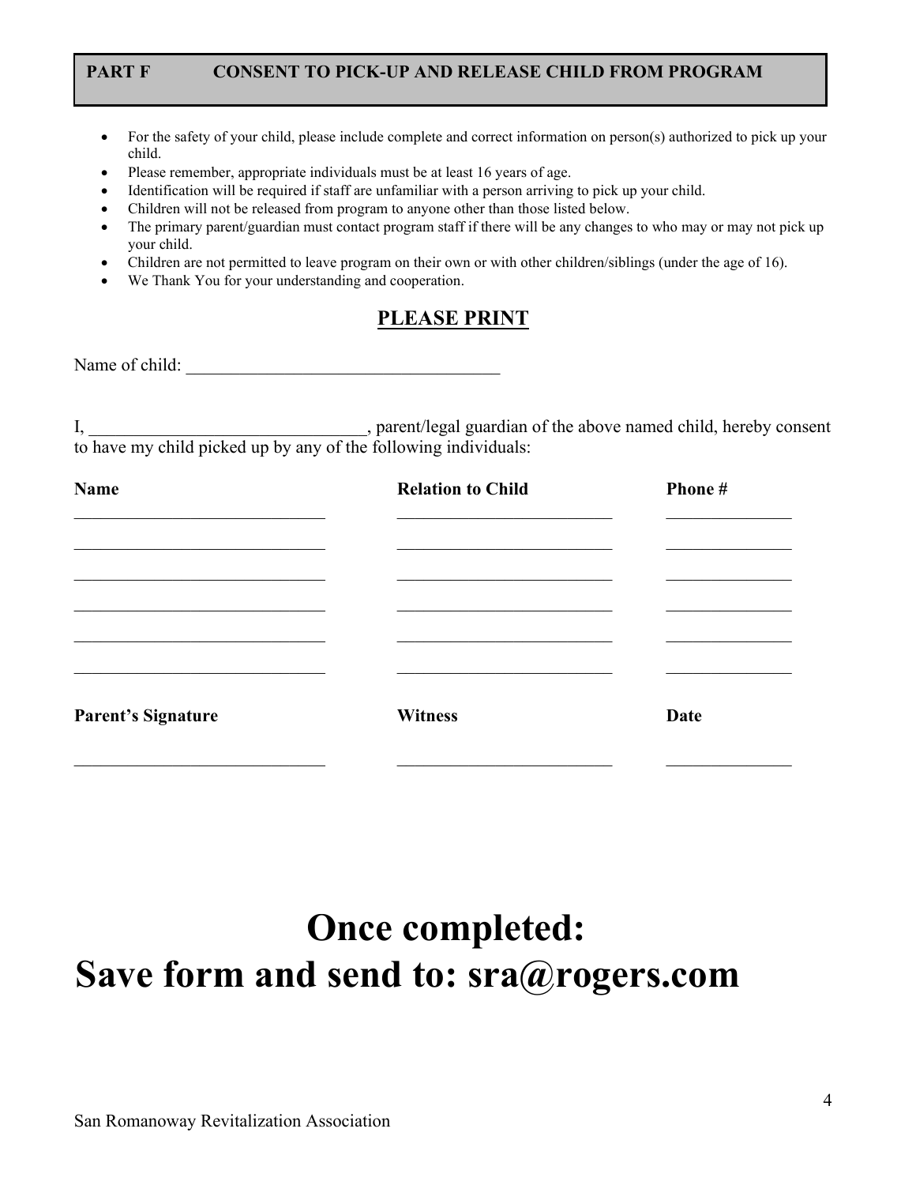## PART F CONSENT TO PICK-UP AND RELEASE CHILD FROM PROGRAM

- For the safety of your child, please include complete and correct information on person(s) authorized to pick up your child.
- Please remember, appropriate individuals must be at least 16 years of age.
- Identification will be required if staff are unfamiliar with a person arriving to pick up your child.
- Children will not be released from program to anyone other than those listed below.
- The primary parent/guardian must contact program staff if there will be any changes to who may or may not pick up your child.
- Children are not permitted to leave program on their own or with other children/siblings (under the age of 16).
- We Thank You for your understanding and cooperation.

**PLEASE PRINT**

Name of child: ___________________________________

I, ______________________________, parent/legal guardian of the above named child, hereby consent to have my child picked up by any of the following individuals:

| Name | Relation to Child | Phone # |
| --- | --- | --- |
| | | |
| | | |
| | | |
| | | |
| | | |
| | | |

| Parent's Signature | Witness | Date |
| --- | --- | --- |
| | | |

# Once completed:
# Save form and send to: sra@rogers.com

San Romanoway Revitalization Association